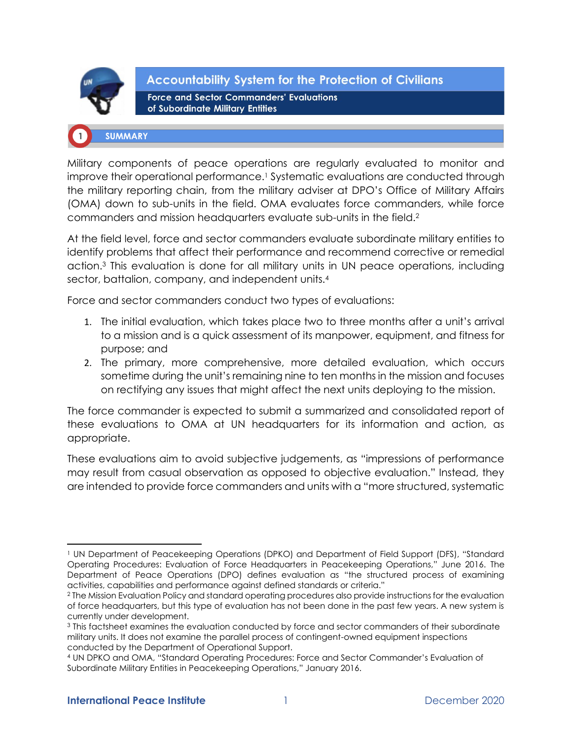# Accountability System for the Protection of Civilians

## Force and Sector Commanders' Evaluations of Subordinate Military Entities

## 1 SUMMARY

Military components of peace operations are regularly evaluated to monitor and improve their operational performance.[1] Systematic evaluations are conducted through the military reporting chain, from the military adviser at DPO's Office of Military Affairs (OMA) down to sub-units in the field. OMA evaluates force commanders, while force commanders and mission headquarters evaluate sub-units in the field.[2]

At the field level, force and sector commanders evaluate subordinate military entities to identify problems that affect their performance and recommend corrective or remedial action.[3] This evaluation is done for all military units in UN peace operations, including sector, battalion, company, and independent units.[4]

Force and sector commanders conduct two types of evaluations:

1. The initial evaluation, which takes place two to three months after a unit's arrival to a mission and is a quick assessment of its manpower, equipment, and fitness for purpose; and
2. The primary, more comprehensive, more detailed evaluation, which occurs sometime during the unit's remaining nine to ten months in the mission and focuses on rectifying any issues that might affect the next units deploying to the mission.

The force commander is expected to submit a summarized and consolidated report of these evaluations to OMA at UN headquarters for its information and action, as appropriate.

These evaluations aim to avoid subjective judgements, as "impressions of performance may result from casual observation as opposed to objective evaluation." Instead, they are intended to provide force commanders and units with a "more structured, systematic

---

[1] UN Department of Peacekeeping Operations (DPKO) and Department of Field Support (DFS), "Standard Operating Procedures: Evaluation of Force Headquarters in Peacekeeping Operations," June 2016. The Department of Peace Operations (DPO) defines evaluation as "the structured process of examining activities, capabilities and performance against defined standards or criteria."

[2] The Mission Evaluation Policy and standard operating procedures also provide instructions for the evaluation of force headquarters, but this type of evaluation has not been done in the past few years. A new system is currently under development.

[3] This factsheet examines the evaluation conducted by force and sector commanders of their subordinate military units. It does not examine the parallel process of contingent-owned equipment inspections conducted by the Department of Operational Support.

[4] UN DPKO and OMA, "Standard Operating Procedures: Force and Sector Commander's Evaluation of Subordinate Military Entities in Peacekeeping Operations," January 2016.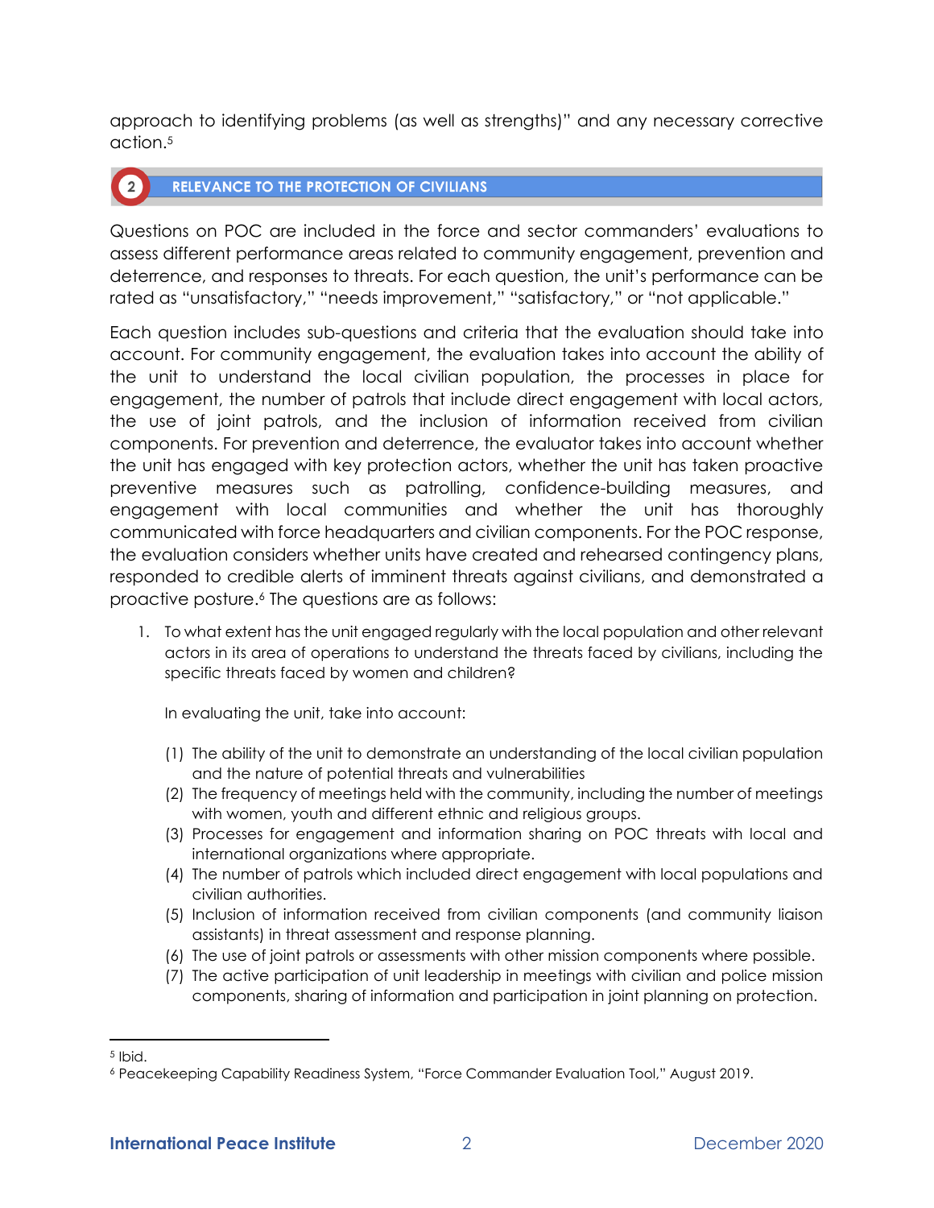approach to identifying problems (as well as strengths)" and any necessary corrective action.[5]

## 2 RELEVANCE TO THE PROTECTION OF CIVILIANS

Questions on POC are included in the force and sector commanders' evaluations to assess different performance areas related to community engagement, prevention and deterrence, and responses to threats. For each question, the unit's performance can be rated as "unsatisfactory," "needs improvement," "satisfactory," or "not applicable."

Each question includes sub-questions and criteria that the evaluation should take into account. For community engagement, the evaluation takes into account the ability of the unit to understand the local civilian population, the processes in place for engagement, the number of patrols that include direct engagement with local actors, the use of joint patrols, and the inclusion of information received from civilian components. For prevention and deterrence, the evaluator takes into account whether the unit has engaged with key protection actors, whether the unit has taken proactive preventive measures such as patrolling, confidence-building measures, and engagement with local communities and whether the unit has thoroughly communicated with force headquarters and civilian components. For the POC response, the evaluation considers whether units have created and rehearsed contingency plans, responded to credible alerts of imminent threats against civilians, and demonstrated a proactive posture.[6] The questions are as follows:

1. To what extent has the unit engaged regularly with the local population and other relevant actors in its area of operations to understand the threats faced by civilians, including the specific threats faced by women and children?

   In evaluating the unit, take into account:

   (1) The ability of the unit to demonstrate an understanding of the local civilian population and the nature of potential threats and vulnerabilities
   (2) The frequency of meetings held with the community, including the number of meetings with women, youth and different ethnic and religious groups.
   (3) Processes for engagement and information sharing on POC threats with local and international organizations where appropriate.
   (4) The number of patrols which included direct engagement with local populations and civilian authorities.
   (5) Inclusion of information received from civilian components (and community liaison assistants) in threat assessment and response planning.
   (6) The use of joint patrols or assessments with other mission components where possible.
   (7) The active participation of unit leadership in meetings with civilian and police mission components, sharing of information and participation in joint planning on protection.

---

[5] Ibid.

[6] Peacekeeping Capability Readiness System, "Force Commander Evaluation Tool," August 2019.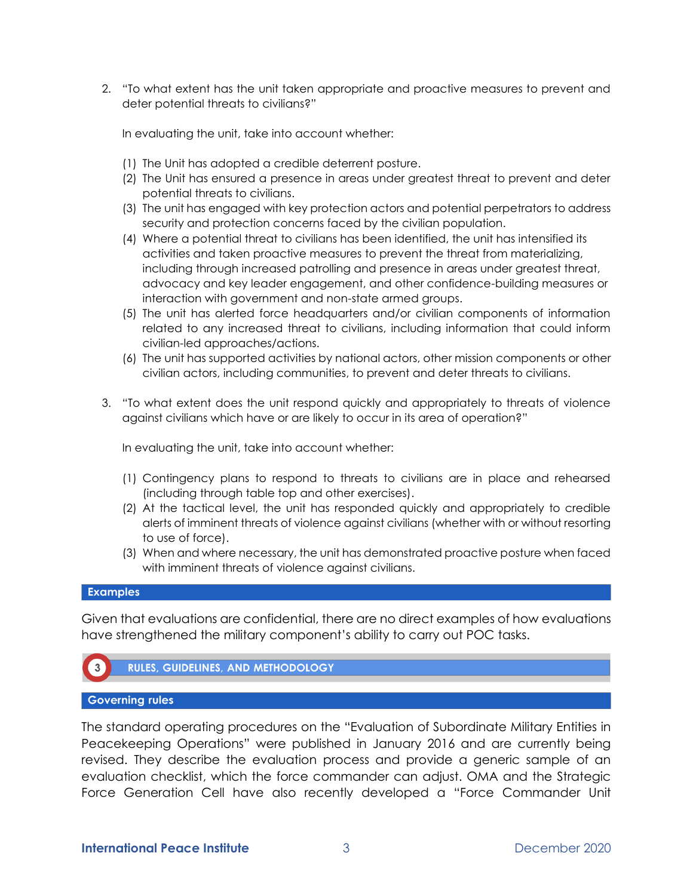2. "To what extent has the unit taken appropriate and proactive measures to prevent and deter potential threats to civilians?"

   In evaluating the unit, take into account whether:

   (1) The Unit has adopted a credible deterrent posture.
   (2) The Unit has ensured a presence in areas under greatest threat to prevent and deter potential threats to civilians.
   (3) The unit has engaged with key protection actors and potential perpetrators to address security and protection concerns faced by the civilian population.
   (4) Where a potential threat to civilians has been identified, the unit has intensified its activities and taken proactive measures to prevent the threat from materializing, including through increased patrolling and presence in areas under greatest threat, advocacy and key leader engagement, and other confidence-building measures or interaction with government and non-state armed groups.
   (5) The unit has alerted force headquarters and/or civilian components of information related to any increased threat to civilians, including information that could inform civilian-led approaches/actions.
   (6) The unit has supported activities by national actors, other mission components or other civilian actors, including communities, to prevent and deter threats to civilians.

3. "To what extent does the unit respond quickly and appropriately to threats of violence against civilians which have or are likely to occur in its area of operation?"

   In evaluating the unit, take into account whether:

   (1) Contingency plans to respond to threats to civilians are in place and rehearsed (including through table top and other exercises).
   (2) At the tactical level, the unit has responded quickly and appropriately to credible alerts of imminent threats of violence against civilians (whether with or without resorting to use of force).
   (3) When and where necessary, the unit has demonstrated proactive posture when faced with imminent threats of violence against civilians.

### Examples

Given that evaluations are confidential, there are no direct examples of how evaluations have strengthened the military component's ability to carry out POC tasks.

## 3 RULES, GUIDELINES, AND METHODOLOGY

### Governing rules

The standard operating procedures on the "Evaluation of Subordinate Military Entities in Peacekeeping Operations" were published in January 2016 and are currently being revised. They describe the evaluation process and provide a generic sample of an evaluation checklist, which the force commander can adjust. OMA and the Strategic Force Generation Cell have also recently developed a "Force Commander Unit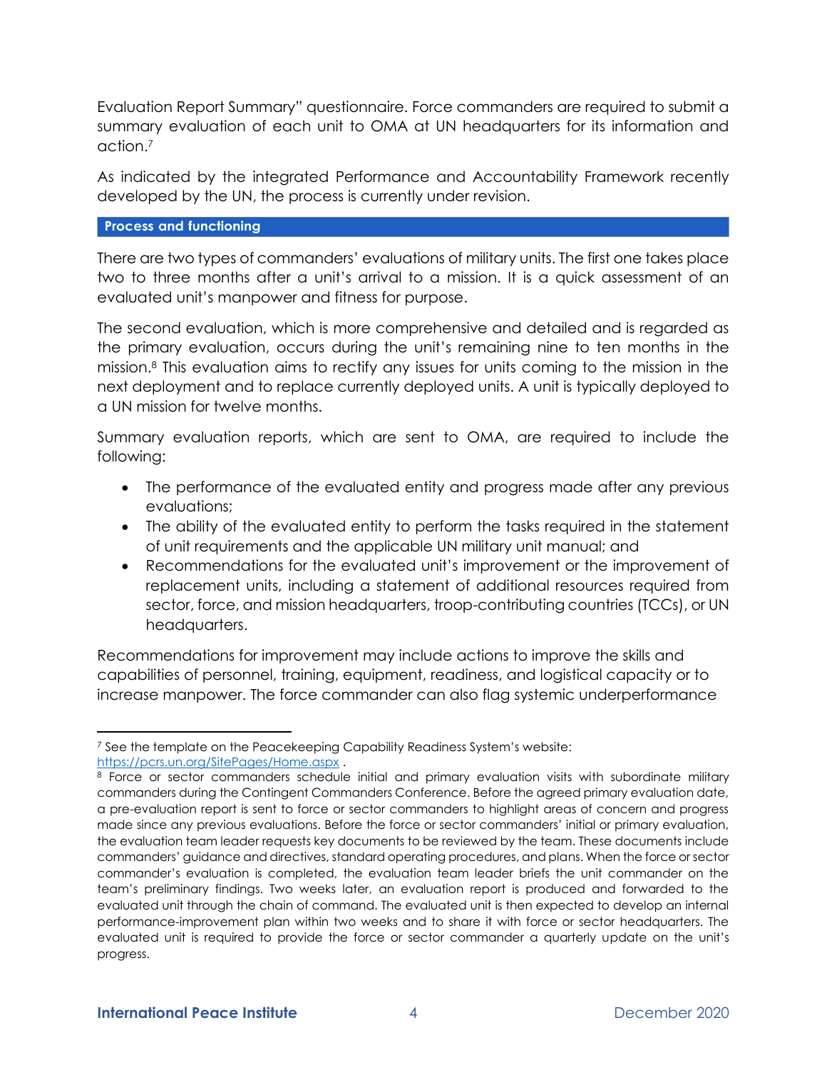Evaluation Report Summary" questionnaire. Force commanders are required to submit a summary evaluation of each unit to OMA at UN headquarters for its information and action.[7]

As indicated by the integrated Performance and Accountability Framework recently developed by the UN, the process is currently under revision.

## Process and functioning

There are two types of commanders' evaluations of military units. The first one takes place two to three months after a unit's arrival to a mission. It is a quick assessment of an evaluated unit's manpower and fitness for purpose.

The second evaluation, which is more comprehensive and detailed and is regarded as the primary evaluation, occurs during the unit's remaining nine to ten months in the mission.[8] This evaluation aims to rectify any issues for units coming to the mission in the next deployment and to replace currently deployed units. A unit is typically deployed to a UN mission for twelve months.

Summary evaluation reports, which are sent to OMA, are required to include the following:

- The performance of the evaluated entity and progress made after any previous evaluations;
- The ability of the evaluated entity to perform the tasks required in the statement of unit requirements and the applicable UN military unit manual; and
- Recommendations for the evaluated unit's improvement or the improvement of replacement units, including a statement of additional resources required from sector, force, and mission headquarters, troop-contributing countries (TCCs), or UN headquarters.

Recommendations for improvement may include actions to improve the skills and capabilities of personnel, training, equipment, readiness, and logistical capacity or to increase manpower. The force commander can also flag systemic underperformance

---

[7] See the template on the Peacekeeping Capability Readiness System's website: https://pcrs.un.org/SitePages/Home.aspx .

[8] Force or sector commanders schedule initial and primary evaluation visits with subordinate military commanders during the Contingent Commanders Conference. Before the agreed primary evaluation date, a pre-evaluation report is sent to force or sector commanders to highlight areas of concern and progress made since any previous evaluations. Before the force or sector commanders' initial or primary evaluation, the evaluation team leader requests key documents to be reviewed by the team. These documents include commanders' guidance and directives, standard operating procedures, and plans. When the force or sector commander's evaluation is completed, the evaluation team leader briefs the unit commander on the team's preliminary findings. Two weeks later, an evaluation report is produced and forwarded to the evaluated unit through the chain of command. The evaluated unit is then expected to develop an internal performance-improvement plan within two weeks and to share it with force or sector headquarters. The evaluated unit is required to provide the force or sector commander a quarterly update on the unit's progress.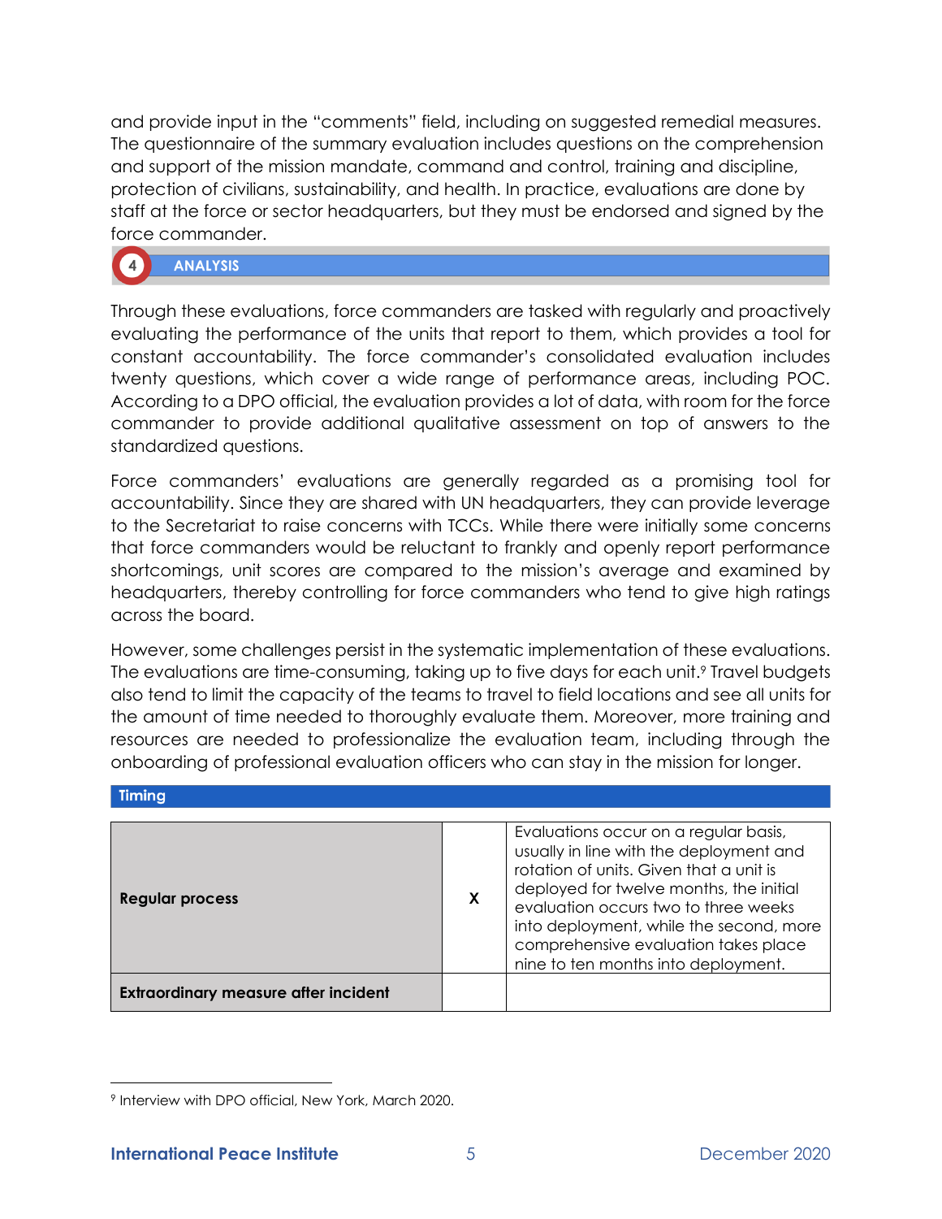and provide input in the "comments" field, including on suggested remedial measures. The questionnaire of the summary evaluation includes questions on the comprehension and support of the mission mandate, command and control, training and discipline, protection of civilians, sustainability, and health. In practice, evaluations are done by staff at the force or sector headquarters, but they must be endorsed and signed by the force commander.

## 4 ANALYSIS

Through these evaluations, force commanders are tasked with regularly and proactively evaluating the performance of the units that report to them, which provides a tool for constant accountability. The force commander's consolidated evaluation includes twenty questions, which cover a wide range of performance areas, including POC. According to a DPO official, the evaluation provides a lot of data, with room for the force commander to provide additional qualitative assessment on top of answers to the standardized questions.

Force commanders' evaluations are generally regarded as a promising tool for accountability. Since they are shared with UN headquarters, they can provide leverage to the Secretariat to raise concerns with TCCs. While there were initially some concerns that force commanders would be reluctant to frankly and openly report performance shortcomings, unit scores are compared to the mission's average and examined by headquarters, thereby controlling for force commanders who tend to give high ratings across the board.

However, some challenges persist in the systematic implementation of these evaluations. The evaluations are time-consuming, taking up to five days for each unit.[9] Travel budgets also tend to limit the capacity of the teams to travel to field locations and see all units for the amount of time needed to thoroughly evaluate them. Moreover, more training and resources are needed to professionalize the evaluation team, including through the onboarding of professional evaluation officers who can stay in the mission for longer.

| Timing | | |
|---|---|---|
| **Regular process** | X | Evaluations occur on a regular basis, usually in line with the deployment and rotation of units. Given that a unit is deployed for twelve months, the initial evaluation occurs two to three weeks into deployment, while the second, more comprehensive evaluation takes place nine to ten months into deployment. |
| **Extraordinary measure after incident** | | |

[9] Interview with DPO official, New York, March 2020.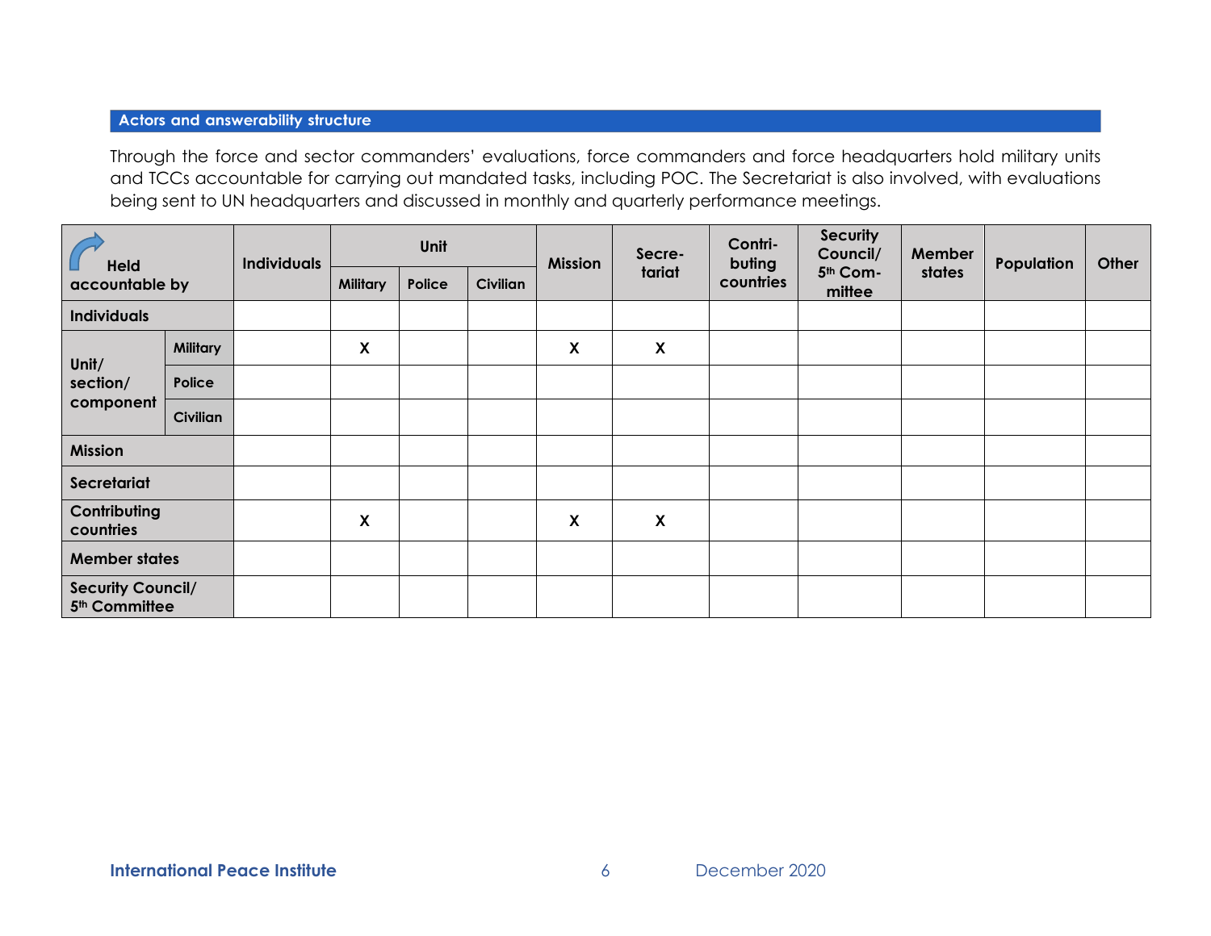### Actors and answerability structure

Through the force and sector commanders' evaluations, force commanders and force headquarters hold military units and TCCs accountable for carrying out mandated tasks, including POC. The Secretariat is also involved, with evaluations being sent to UN headquarters and discussed in monthly and quarterly performance meetings.

| Held accountable by | | Individuals | Unit | | | Mission | Secretariat | Contributing countries | Security Council/ 5th Committee | Member states | Population | Other |
|---|---|---|---|---|---|---|---|---|---|---|---|---|
| | | | Military | Police | Civilian | | | | | | | |
| Individuals | | | | | | | | | | | | |
| Unit/ section/ component | Military | | X | | | X | X | | | | | |
| | Police | | | | | | | | | | | |
| | Civilian | | | | | | | | | | | |
| Mission | | | | | | | | | | | | |
| Secretariat | | | | | | | | | | | | |
| Contributing countries | | | X | | | X | X | | | | | |
| Member states | | | | | | | | | | | | |
| Security Council/ 5th Committee | | | | | | | | | | | | |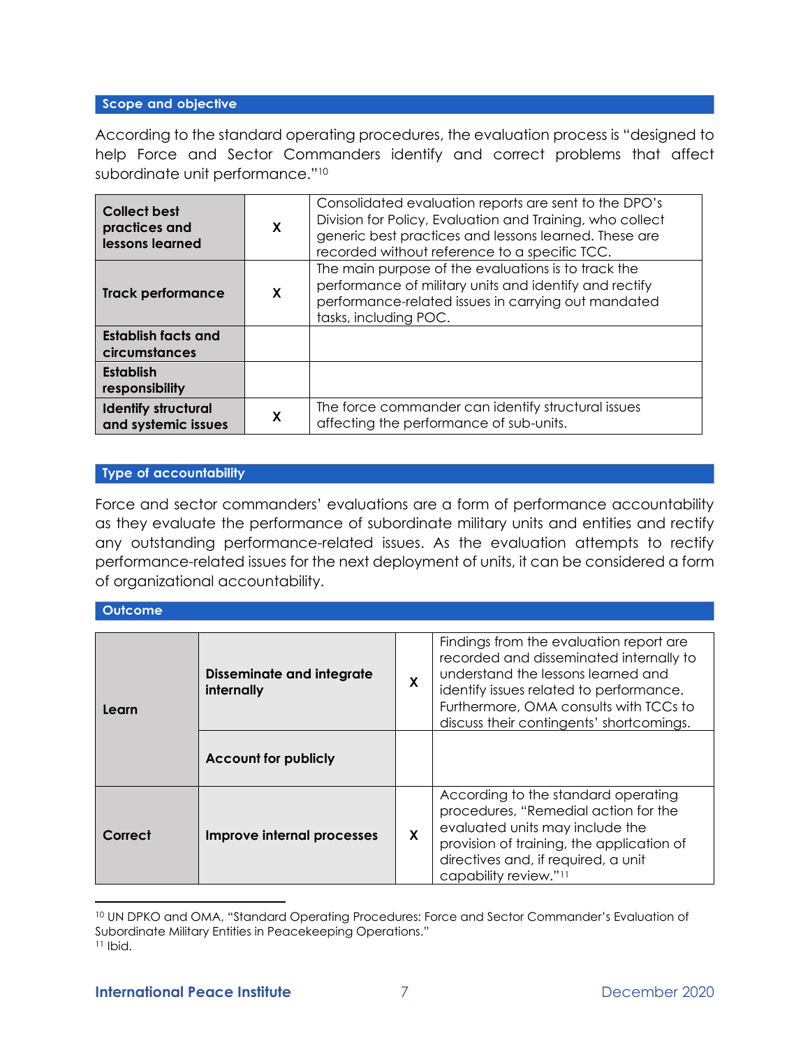### Scope and objective

According to the standard operating procedures, the evaluation process is "designed to help Force and Sector Commanders identify and correct problems that affect subordinate unit performance."[10]

| | | |
|---|---|---|
| **Collect best practices and lessons learned** | X | Consolidated evaluation reports are sent to the DPO's Division for Policy, Evaluation and Training, who collect generic best practices and lessons learned. These are recorded without reference to a specific TCC. |
| **Track performance** | X | The main purpose of the evaluations is to track the performance of military units and identify and rectify performance-related issues in carrying out mandated tasks, including POC. |
| **Establish facts and circumstances** | | |
| **Establish responsibility** | | |
| **Identify structural and systemic issues** | X | The force commander can identify structural issues affecting the performance of sub-units. |

### Type of accountability

Force and sector commanders' evaluations are a form of performance accountability as they evaluate the performance of subordinate military units and entities and rectify any outstanding performance-related issues. As the evaluation attempts to rectify performance-related issues for the next deployment of units, it can be considered a form of organizational accountability.

### Outcome

| | | | |
|---|---|---|---|
| **Learn** | **Disseminate and integrate internally** | X | Findings from the evaluation report are recorded and disseminated internally to understand the lessons learned and identify issues related to performance. Furthermore, OMA consults with TCCs to discuss their contingents' shortcomings. |
| | **Account for publicly** | | |
| **Correct** | **Improve internal processes** | X | According to the standard operating procedures, "Remedial action for the evaluated units may include the provision of training, the application of directives and, if required, a unit capability review."[11] |

---

[10] UN DPKO and OMA, "Standard Operating Procedures: Force and Sector Commander's Evaluation of Subordinate Military Entities in Peacekeeping Operations."

[11] Ibid.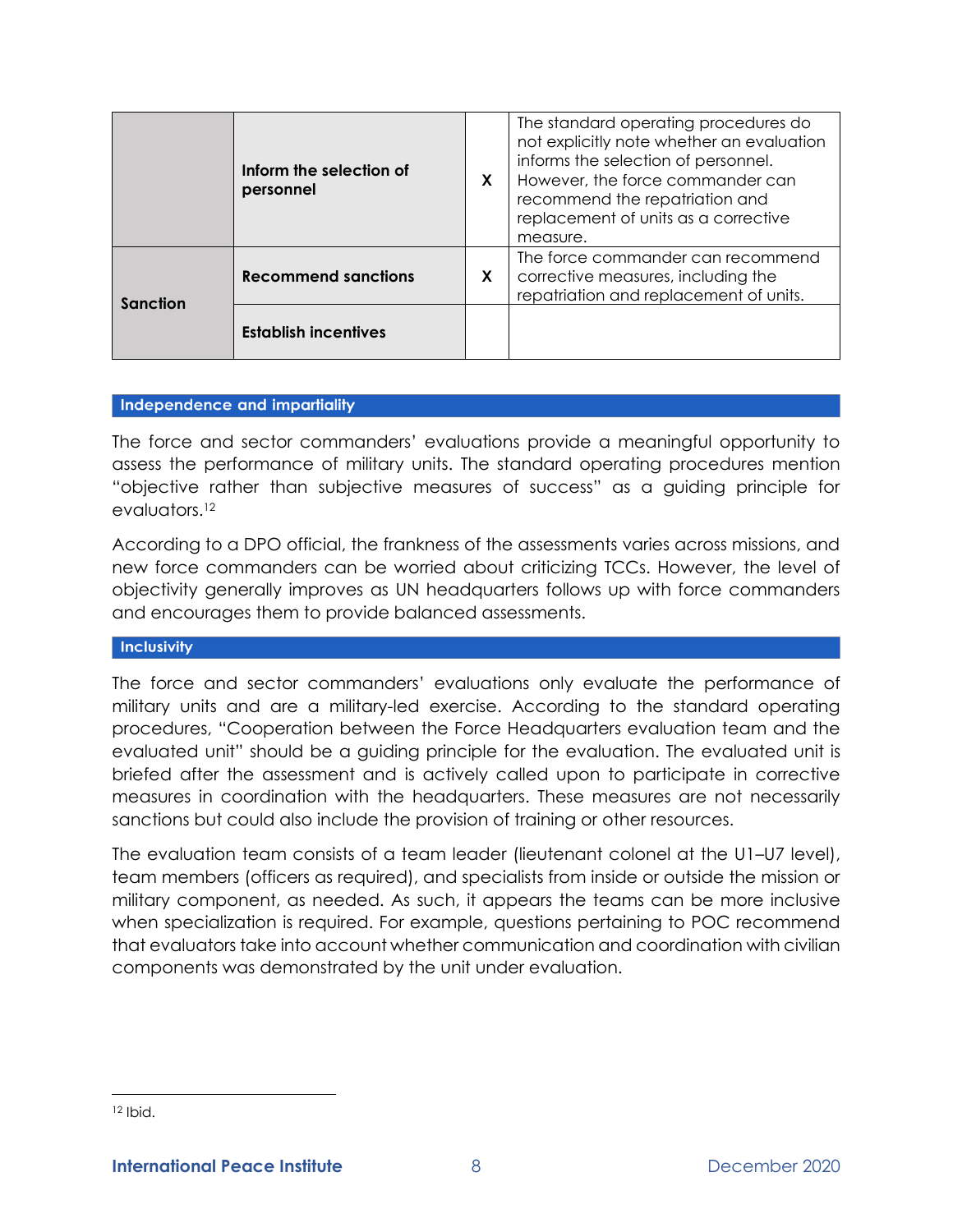| | | | |
|---|---|---|---|
| | **Inform the selection of personnel** | X | The standard operating procedures do not explicitly note whether an evaluation informs the selection of personnel. However, the force commander can recommend the repatriation and replacement of units as a corrective measure. |
| **Sanction** | **Recommend sanctions** | X | The force commander can recommend corrective measures, including the repatriation and replacement of units. |
| | **Establish incentives** | | |

## Independence and impartiality

The force and sector commanders' evaluations provide a meaningful opportunity to assess the performance of military units. The standard operating procedures mention "objective rather than subjective measures of success" as a guiding principle for evaluators.[12]

According to a DPO official, the frankness of the assessments varies across missions, and new force commanders can be worried about criticizing TCCs. However, the level of objectivity generally improves as UN headquarters follows up with force commanders and encourages them to provide balanced assessments.

## Inclusivity

The force and sector commanders' evaluations only evaluate the performance of military units and are a military-led exercise. According to the standard operating procedures, "Cooperation between the Force Headquarters evaluation team and the evaluated unit" should be a guiding principle for the evaluation. The evaluated unit is briefed after the assessment and is actively called upon to participate in corrective measures in coordination with the headquarters. These measures are not necessarily sanctions but could also include the provision of training or other resources.

The evaluation team consists of a team leader (lieutenant colonel at the U1–U7 level), team members (officers as required), and specialists from inside or outside the mission or military component, as needed. As such, it appears the teams can be more inclusive when specialization is required. For example, questions pertaining to POC recommend that evaluators take into account whether communication and coordination with civilian components was demonstrated by the unit under evaluation.

[12] Ibid.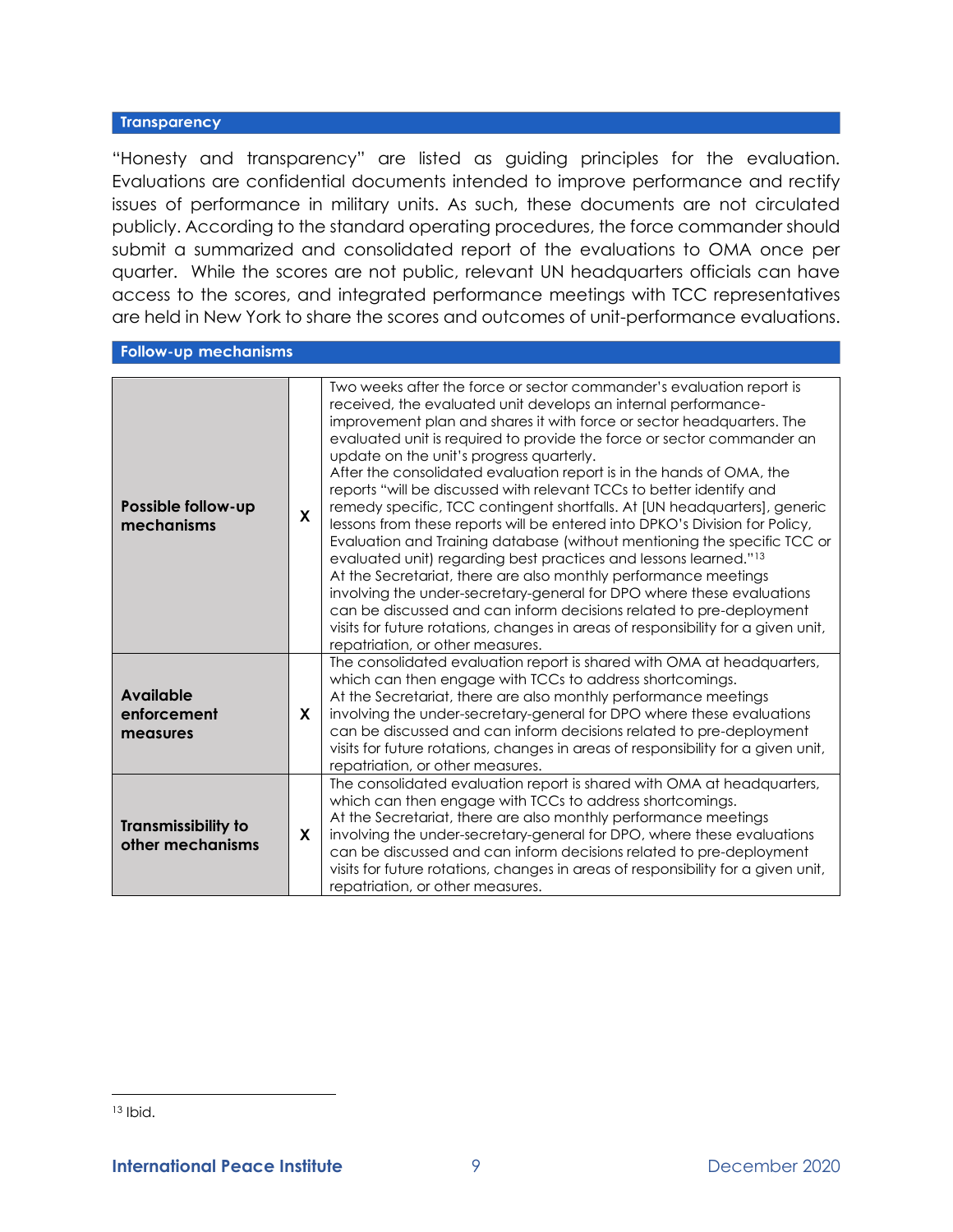## Transparency

"Honesty and transparency" are listed as guiding principles for the evaluation. Evaluations are confidential documents intended to improve performance and rectify issues of performance in military units. As such, these documents are not circulated publicly. According to the standard operating procedures, the force commander should submit a summarized and consolidated report of the evaluations to OMA once per quarter. While the scores are not public, relevant UN headquarters officials can have access to the scores, and integrated performance meetings with TCC representatives are held in New York to share the scores and outcomes of unit-performance evaluations.

## Follow-up mechanisms

| | | |
|---|---|---|
| **Possible follow-up mechanisms** | X | Two weeks after the force or sector commander's evaluation report is received, the evaluated unit develops an internal performance-improvement plan and shares it with force or sector headquarters. The evaluated unit is required to provide the force or sector commander an update on the unit's progress quarterly.<br>After the consolidated evaluation report is in the hands of OMA, the reports "will be discussed with relevant TCCs to better identify and remedy specific, TCC contingent shortfalls. At [UN headquarters], generic lessons from these reports will be entered into DPKO's Division for Policy, Evaluation and Training database (without mentioning the specific TCC or evaluated unit) regarding best practices and lessons learned."[13]<br>At the Secretariat, there are also monthly performance meetings involving the under-secretary-general for DPO where these evaluations can be discussed and can inform decisions related to pre-deployment visits for future rotations, changes in areas of responsibility for a given unit, repatriation, or other measures. |
| **Available enforcement measures** | X | The consolidated evaluation report is shared with OMA at headquarters, which can then engage with TCCs to address shortcomings.<br>At the Secretariat, there are also monthly performance meetings involving the under-secretary-general for DPO where these evaluations can be discussed and can inform decisions related to pre-deployment visits for future rotations, changes in areas of responsibility for a given unit, repatriation, or other measures. |
| **Transmissibility to other mechanisms** | X | The consolidated evaluation report is shared with OMA at headquarters, which can then engage with TCCs to address shortcomings.<br>At the Secretariat, there are also monthly performance meetings involving the under-secretary-general for DPO, where these evaluations can be discussed and can inform decisions related to pre-deployment visits for future rotations, changes in areas of responsibility for a given unit, repatriation, or other measures. |

[13] Ibid.